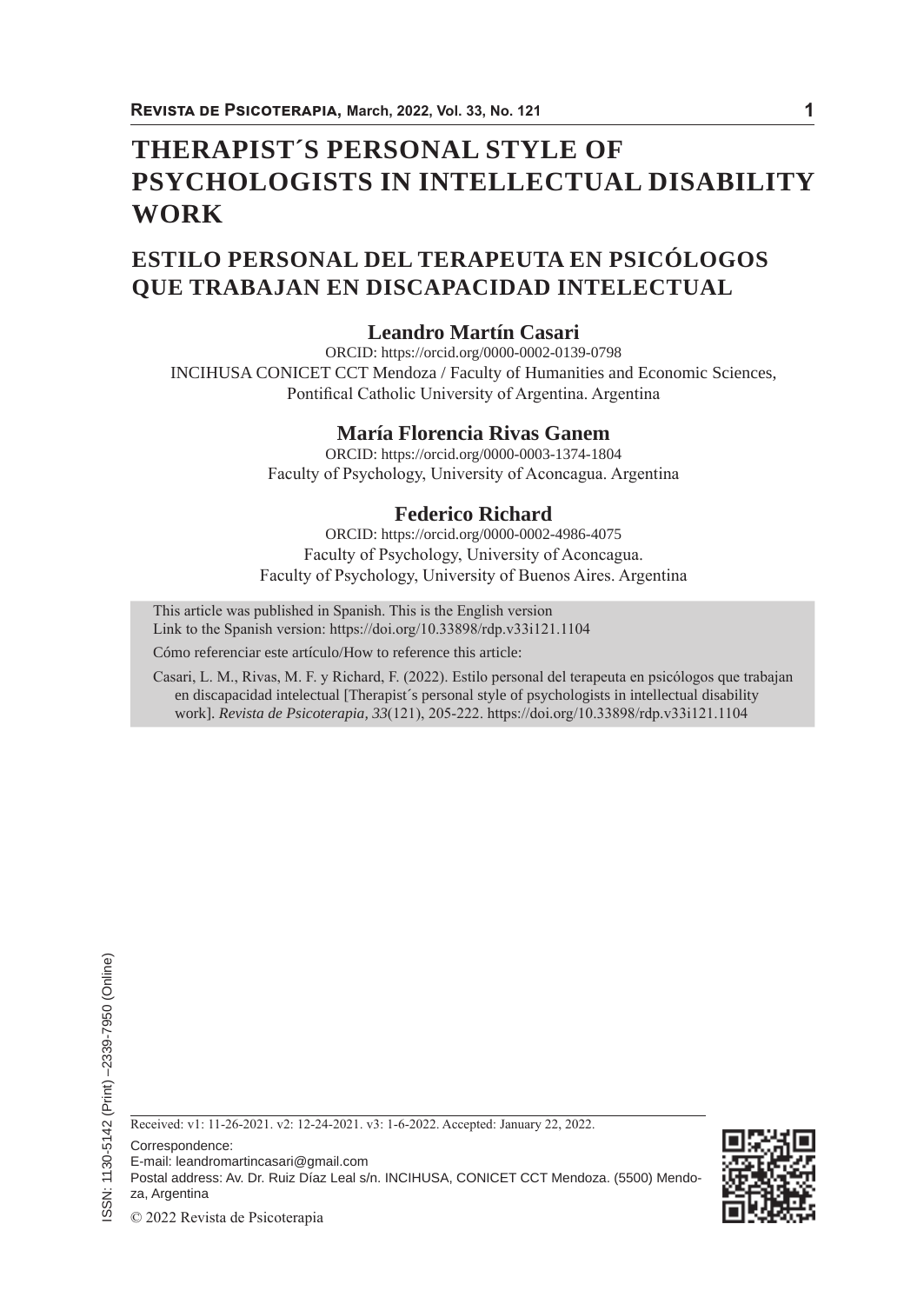# THERAPIST´S PERSONAL STYLE OF PSYCHOLOGISTS IN INTELLECTUAL DISABILITY WORK

## ESTILO PERSONAL DEL TERAPEUTA EN PSICÓLOGOS QUE TRABAJAN EN DISCAPACIDAD INTELECTUAL

**Leandro Martín Casari**

ORCID: https://orcid.org/0000-0002-0139-0798

INCIHUSA CONICET CCT Mendoza / Faculty of Humanities and Economic Sciences, Pontifical Catholic University of Argentina. Argentina

**María Florencia Rivas Ganem**

ORCID: https://orcid.org/0000-0003-1374-1804

Faculty of Psychology, University of Aconcagua. Argentina

**Federico Richard**

ORCID: https://orcid.org/0000-0002-4986-4075

Faculty of Psychology, University of Aconcagua.

Faculty of Psychology, University of Buenos Aires. Argentina

This article was published in Spanish. This is the English version

Link to the Spanish version: https://doi.org/10.33898/rdp.v33i121.1104

Cómo referenciar este artículo/How to reference this article:

Casari, L. M., Rivas, M. F. y Richard, F. (2022). Estilo personal del terapeuta en psicólogos que trabajan en discapacidad intelectual [Therapist´s personal style of psychologists in intellectual disability work]. *Revista de Psicoterapia, 33*(121), 205-222. https://doi.org/10.33898/rdp.v33i121.1104

ISSN: 1130-5142 (Print) –2339-7950 (Online)

Received: v1: 11-26-2021. v2: 12-24-2021. v3: 1-6-2022. Accepted: January 22, 2022.

Correspondence:

E-mail: leandromartincasari@gmail.com

Postal address: Av. Dr. Ruiz Díaz Leal s/n. INCIHUSA, CONICET CCT Mendoza. (5500) Mendoza, Argentina

© 2022 Revista de Psicoterapia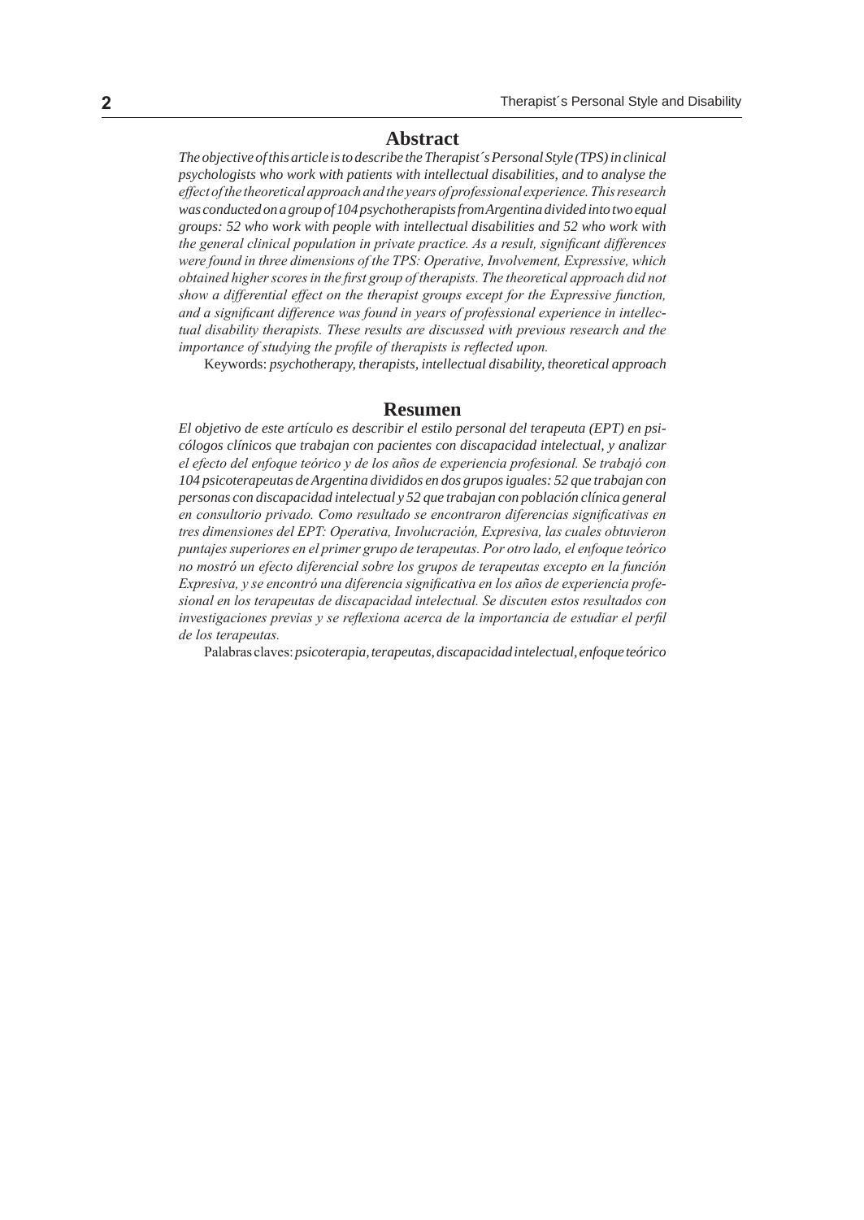## Abstract

*The objective of this article is to describe the Therapist´s Personal Style (TPS) in clinical psychologists who work with patients with intellectual disabilities, and to analyse the effect of the theoretical approach and the years of professional experience. This research was conducted on a group of 104 psychotherapists from Argentina divided into two equal groups: 52 who work with people with intellectual disabilities and 52 who work with the general clinical population in private practice. As a result, significant differences were found in three dimensions of the TPS: Operative, Involvement, Expressive, which obtained higher scores in the first group of therapists. The theoretical approach did not show a differential effect on the therapist groups except for the Expressive function, and a significant difference was found in years of professional experience in intellectual disability therapists. These results are discussed with previous research and the importance of studying the profile of therapists is reflected upon.*

Keywords: *psychotherapy, therapists, intellectual disability, theoretical approach*

## Resumen

*El objetivo de este artículo es describir el estilo personal del terapeuta (EPT) en psicólogos clínicos que trabajan con pacientes con discapacidad intelectual, y analizar el efecto del enfoque teórico y de los años de experiencia profesional. Se trabajó con 104 psicoterapeutas de Argentina divididos en dos grupos iguales: 52 que trabajan con personas con discapacidad intelectual y 52 que trabajan con población clínica general en consultorio privado. Como resultado se encontraron diferencias significativas en tres dimensiones del EPT: Operativa, Involucración, Expresiva, las cuales obtuvieron puntajes superiores en el primer grupo de terapeutas. Por otro lado, el enfoque teórico no mostró un efecto diferencial sobre los grupos de terapeutas excepto en la función Expresiva, y se encontró una diferencia significativa en los años de experiencia profesional en los terapeutas de discapacidad intelectual. Se discuten estos resultados con investigaciones previas y se reflexiona acerca de la importancia de estudiar el perfil de los terapeutas.*

Palabras claves: *psicoterapia, terapeutas, discapacidad intelectual, enfoque teórico*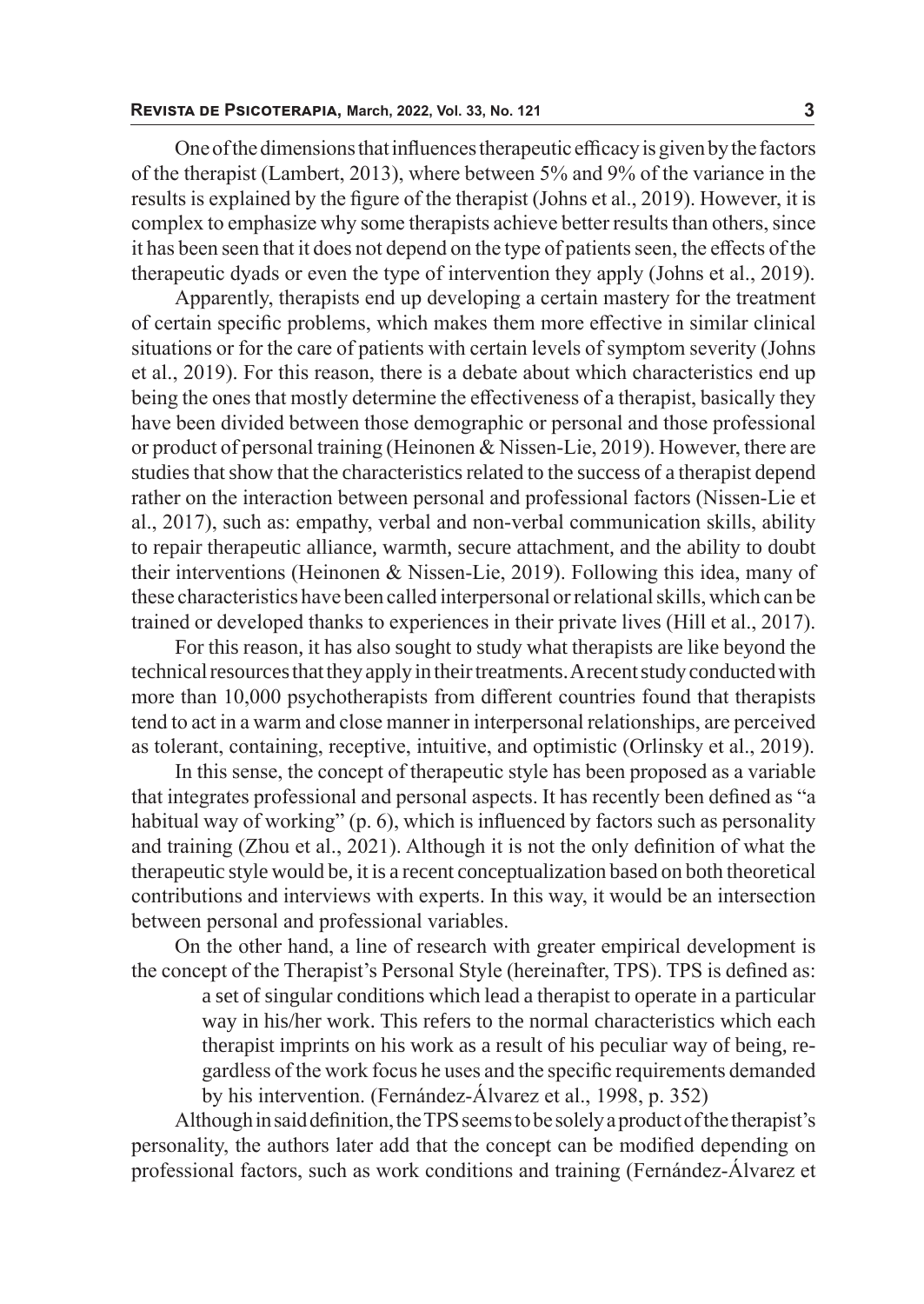One of the dimensions that influences therapeutic efficacy is given by the factors of the therapist (Lambert, 2013), where between 5% and 9% of the variance in the results is explained by the figure of the therapist (Johns et al., 2019). However, it is complex to emphasize why some therapists achieve better results than others, since it has been seen that it does not depend on the type of patients seen, the effects of the therapeutic dyads or even the type of intervention they apply (Johns et al., 2019).

Apparently, therapists end up developing a certain mastery for the treatment of certain specific problems, which makes them more effective in similar clinical situations or for the care of patients with certain levels of symptom severity (Johns et al., 2019). For this reason, there is a debate about which characteristics end up being the ones that mostly determine the effectiveness of a therapist, basically they have been divided between those demographic or personal and those professional or product of personal training (Heinonen & Nissen-Lie, 2019). However, there are studies that show that the characteristics related to the success of a therapist depend rather on the interaction between personal and professional factors (Nissen-Lie et al., 2017), such as: empathy, verbal and non-verbal communication skills, ability to repair therapeutic alliance, warmth, secure attachment, and the ability to doubt their interventions (Heinonen & Nissen-Lie, 2019). Following this idea, many of these characteristics have been called interpersonal or relational skills, which can be trained or developed thanks to experiences in their private lives (Hill et al., 2017).

For this reason, it has also sought to study what therapists are like beyond the technical resources that they apply in their treatments. A recent study conducted with more than 10,000 psychotherapists from different countries found that therapists tend to act in a warm and close manner in interpersonal relationships, are perceived as tolerant, containing, receptive, intuitive, and optimistic (Orlinsky et al., 2019).

In this sense, the concept of therapeutic style has been proposed as a variable that integrates professional and personal aspects. It has recently been defined as "a habitual way of working" (p. 6), which is influenced by factors such as personality and training (Zhou et al., 2021). Although it is not the only definition of what the therapeutic style would be, it is a recent conceptualization based on both theoretical contributions and interviews with experts. In this way, it would be an intersection between personal and professional variables.

On the other hand, a line of research with greater empirical development is the concept of the Therapist's Personal Style (hereinafter, TPS). TPS is defined as:

> a set of singular conditions which lead a therapist to operate in a particular way in his/her work. This refers to the normal characteristics which each therapist imprints on his work as a result of his peculiar way of being, regardless of the work focus he uses and the specific requirements demanded by his intervention. (Fernández-Álvarez et al., 1998, p. 352)

Although in said definition, the TPS seems to be solely a product of the therapist's personality, the authors later add that the concept can be modified depending on professional factors, such as work conditions and training (Fernández-Álvarez et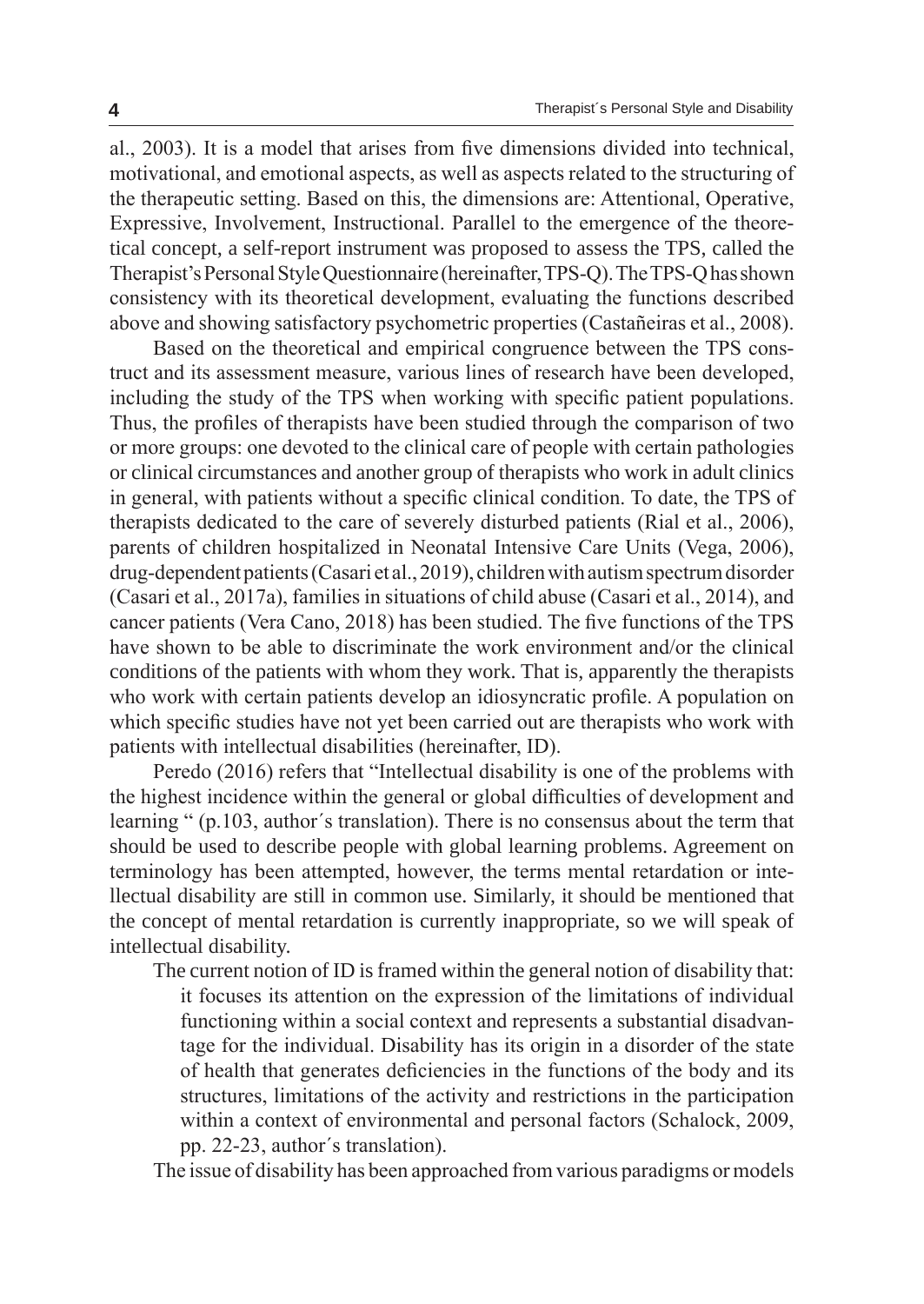al., 2003). It is a model that arises from five dimensions divided into technical, motivational, and emotional aspects, as well as aspects related to the structuring of the therapeutic setting. Based on this, the dimensions are: Attentional, Operative, Expressive, Involvement, Instructional. Parallel to the emergence of the theoretical concept, a self-report instrument was proposed to assess the TPS, called the Therapist's Personal Style Questionnaire (hereinafter, TPS-Q). The TPS-Q has shown consistency with its theoretical development, evaluating the functions described above and showing satisfactory psychometric properties (Castañeiras et al., 2008).

Based on the theoretical and empirical congruence between the TPS construct and its assessment measure, various lines of research have been developed, including the study of the TPS when working with specific patient populations. Thus, the profiles of therapists have been studied through the comparison of two or more groups: one devoted to the clinical care of people with certain pathologies or clinical circumstances and another group of therapists who work in adult clinics in general, with patients without a specific clinical condition. To date, the TPS of therapists dedicated to the care of severely disturbed patients (Rial et al., 2006), parents of children hospitalized in Neonatal Intensive Care Units (Vega, 2006), drug-dependent patients (Casari et al., 2019), children with autism spectrum disorder (Casari et al., 2017a), families in situations of child abuse (Casari et al., 2014), and cancer patients (Vera Cano, 2018) has been studied. The five functions of the TPS have shown to be able to discriminate the work environment and/or the clinical conditions of the patients with whom they work. That is, apparently the therapists who work with certain patients develop an idiosyncratic profile. A population on which specific studies have not yet been carried out are therapists who work with patients with intellectual disabilities (hereinafter, ID).

Peredo (2016) refers that "Intellectual disability is one of the problems with the highest incidence within the general or global difficulties of development and learning " (p.103, author´s translation). There is no consensus about the term that should be used to describe people with global learning problems. Agreement on terminology has been attempted, however, the terms mental retardation or intellectual disability are still in common use. Similarly, it should be mentioned that the concept of mental retardation is currently inappropriate, so we will speak of intellectual disability.

The current notion of ID is framed within the general notion of disability that:

> it focuses its attention on the expression of the limitations of individual functioning within a social context and represents a substantial disadvantage for the individual. Disability has its origin in a disorder of the state of health that generates deficiencies in the functions of the body and its structures, limitations of the activity and restrictions in the participation within a context of environmental and personal factors (Schalock, 2009, pp. 22-23, author´s translation).

The issue of disability has been approached from various paradigms or models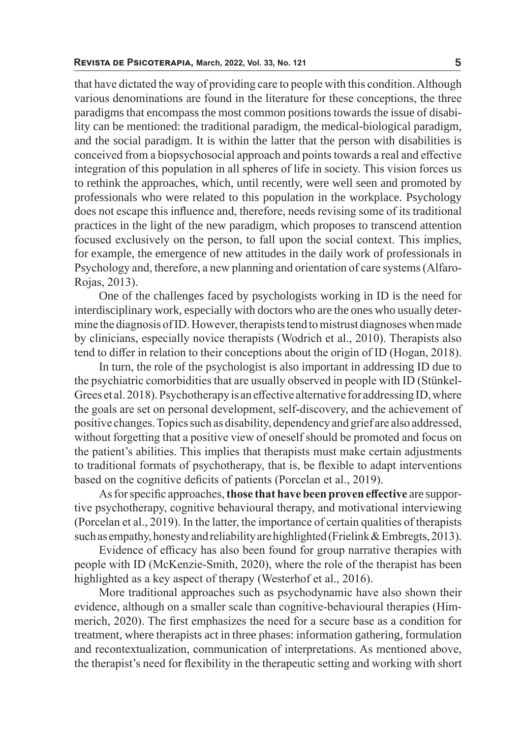that have dictated the way of providing care to people with this condition. Although various denominations are found in the literature for these conceptions, the three paradigms that encompass the most common positions towards the issue of disability can be mentioned: the traditional paradigm, the medical-biological paradigm, and the social paradigm. It is within the latter that the person with disabilities is conceived from a biopsychosocial approach and points towards a real and effective integration of this population in all spheres of life in society. This vision forces us to rethink the approaches, which, until recently, were well seen and promoted by professionals who were related to this population in the workplace. Psychology does not escape this influence and, therefore, needs revising some of its traditional practices in the light of the new paradigm, which proposes to transcend attention focused exclusively on the person, to fall upon the social context. This implies, for example, the emergence of new attitudes in the daily work of professionals in Psychology and, therefore, a new planning and orientation of care systems (Alfaro-Rojas, 2013).

One of the challenges faced by psychologists working in ID is the need for interdisciplinary work, especially with doctors who are the ones who usually determine the diagnosis of ID. However, therapists tend to mistrust diagnoses when made by clinicians, especially novice therapists (Wodrich et al., 2010). Therapists also tend to differ in relation to their conceptions about the origin of ID (Hogan, 2018).

In turn, the role of the psychologist is also important in addressing ID due to the psychiatric comorbidities that are usually observed in people with ID (Stünkel-Grees et al. 2018). Psychotherapy is an effective alternative for addressing ID, where the goals are set on personal development, self-discovery, and the achievement of positive changes. Topics such as disability, dependency and grief are also addressed, without forgetting that a positive view of oneself should be promoted and focus on the patient's abilities. This implies that therapists must make certain adjustments to traditional formats of psychotherapy, that is, be flexible to adapt interventions based on the cognitive deficits of patients (Porcelan et al., 2019).

As for specific approaches, **those that have been proven effective** are supportive psychotherapy, cognitive behavioural therapy, and motivational interviewing (Porcelan et al., 2019). In the latter, the importance of certain qualities of therapists such as empathy, honesty and reliability are highlighted (Frielink & Embregts, 2013).

Evidence of efficacy has also been found for group narrative therapies with people with ID (McKenzie-Smith, 2020), where the role of the therapist has been highlighted as a key aspect of therapy (Westerhof et al., 2016).

More traditional approaches such as psychodynamic have also shown their evidence, although on a smaller scale than cognitive-behavioural therapies (Himmerich, 2020). The first emphasizes the need for a secure base as a condition for treatment, where therapists act in three phases: information gathering, formulation and recontextualization, communication of interpretations. As mentioned above, the therapist's need for flexibility in the therapeutic setting and working with short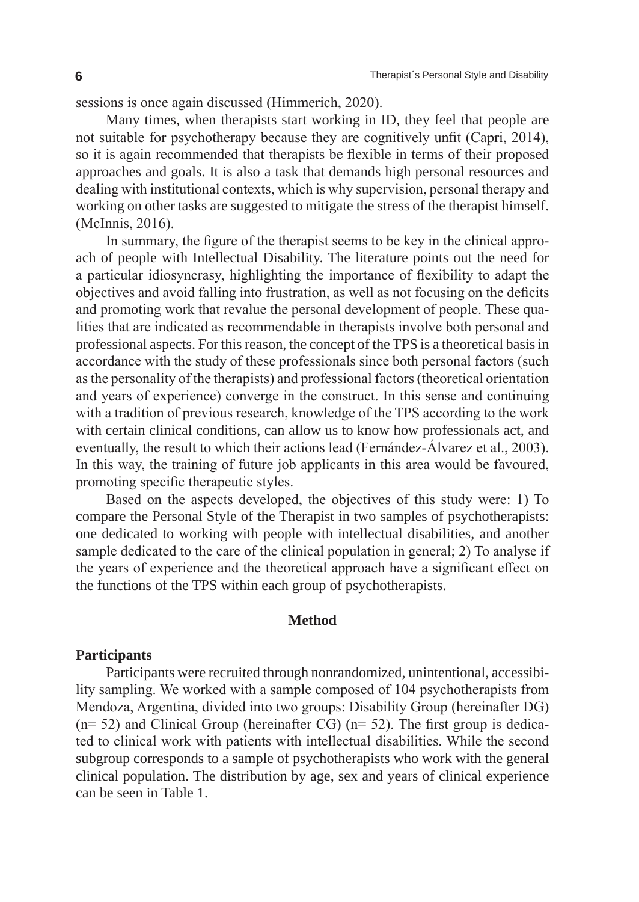sessions is once again discussed (Himmerich, 2020).

Many times, when therapists start working in ID, they feel that people are not suitable for psychotherapy because they are cognitively unfit (Capri, 2014), so it is again recommended that therapists be flexible in terms of their proposed approaches and goals. It is also a task that demands high personal resources and dealing with institutional contexts, which is why supervision, personal therapy and working on other tasks are suggested to mitigate the stress of the therapist himself. (McInnis, 2016).

In summary, the figure of the therapist seems to be key in the clinical approach of people with Intellectual Disability. The literature points out the need for a particular idiosyncrasy, highlighting the importance of flexibility to adapt the objectives and avoid falling into frustration, as well as not focusing on the deficits and promoting work that revalue the personal development of people. These qualities that are indicated as recommendable in therapists involve both personal and professional aspects. For this reason, the concept of the TPS is a theoretical basis in accordance with the study of these professionals since both personal factors (such as the personality of the therapists) and professional factors (theoretical orientation and years of experience) converge in the construct. In this sense and continuing with a tradition of previous research, knowledge of the TPS according to the work with certain clinical conditions, can allow us to know how professionals act, and eventually, the result to which their actions lead (Fernández-Álvarez et al., 2003). In this way, the training of future job applicants in this area would be favoured, promoting specific therapeutic styles.

Based on the aspects developed, the objectives of this study were: 1) To compare the Personal Style of the Therapist in two samples of psychotherapists: one dedicated to working with people with intellectual disabilities, and another sample dedicated to the care of the clinical population in general; 2) To analyse if the years of experience and the theoretical approach have a significant effect on the functions of the TPS within each group of psychotherapists.

## Method

### Participants

Participants were recruited through nonrandomized, unintentional, accessibility sampling. We worked with a sample composed of 104 psychotherapists from Mendoza, Argentina, divided into two groups: Disability Group (hereinafter DG) (n= 52) and Clinical Group (hereinafter CG) (n= 52). The first group is dedicated to clinical work with patients with intellectual disabilities. While the second subgroup corresponds to a sample of psychotherapists who work with the general clinical population. The distribution by age, sex and years of clinical experience can be seen in Table 1.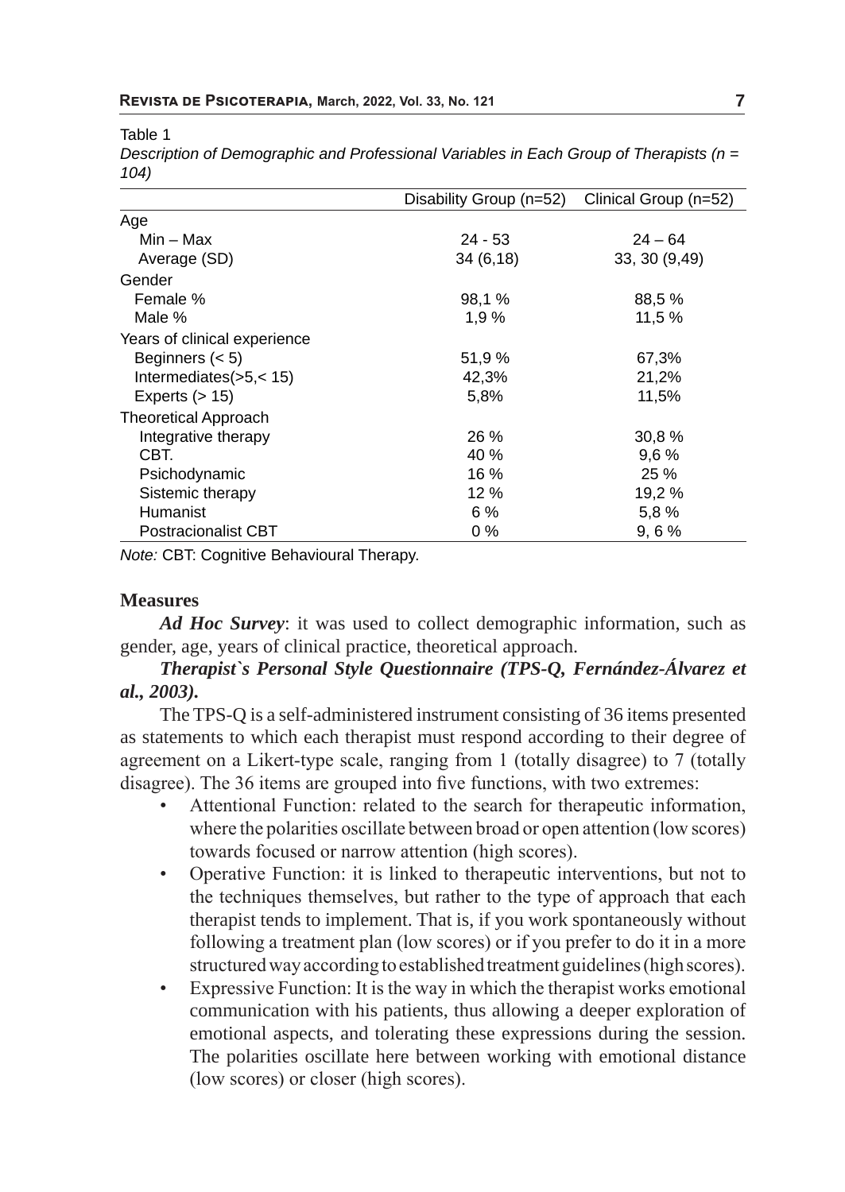Table 1

*Description of Demographic and Professional Variables in Each Group of Therapists (n = 104)*

| | Disability Group (n=52) | Clinical Group (n=52) |
|---|---|---|
| Age | | |
| Min – Max | 24 - 53 | 24 – 64 |
| Average (SD) | 34 (6,18) | 33, 30 (9,49) |
| Gender | | |
| Female % | 98,1 % | 88,5 % |
| Male % | 1,9 % | 11,5 % |
| Years of clinical experience | | |
| Beginners (< 5) | 51,9 % | 67,3% |
| Intermediates(>5,< 15) | 42,3% | 21,2% |
| Experts (> 15) | 5,8% | 11,5% |
| Theoretical Approach | | |
| Integrative therapy | 26 % | 30,8 % |
| CBT. | 40 % | 9,6 % |
| Psichodynamic | 16 % | 25 % |
| Sistemic therapy | 12 % | 19,2 % |
| Humanist | 6 % | 5,8 % |
| Postracionalist CBT | 0 % | 9, 6 % |

*Note:* CBT: Cognitive Behavioural Therapy.

## Measures

***Ad Hoc Survey***: it was used to collect demographic information, such as gender, age, years of clinical practice, theoretical approach.

***Therapist`s Personal Style Questionnaire (TPS-Q, Fernández-Álvarez et al., 2003).***

The TPS-Q is a self-administered instrument consisting of 36 items presented as statements to which each therapist must respond according to their degree of agreement on a Likert-type scale, ranging from 1 (totally disagree) to 7 (totally disagree). The 36 items are grouped into five functions, with two extremes:

- Attentional Function: related to the search for therapeutic information, where the polarities oscillate between broad or open attention (low scores) towards focused or narrow attention (high scores).
- Operative Function: it is linked to therapeutic interventions, but not to the techniques themselves, but rather to the type of approach that each therapist tends to implement. That is, if you work spontaneously without following a treatment plan (low scores) or if you prefer to do it in a more structured way according to established treatment guidelines (high scores).
- Expressive Function: It is the way in which the therapist works emotional communication with his patients, thus allowing a deeper exploration of emotional aspects, and tolerating these expressions during the session. The polarities oscillate here between working with emotional distance (low scores) or closer (high scores).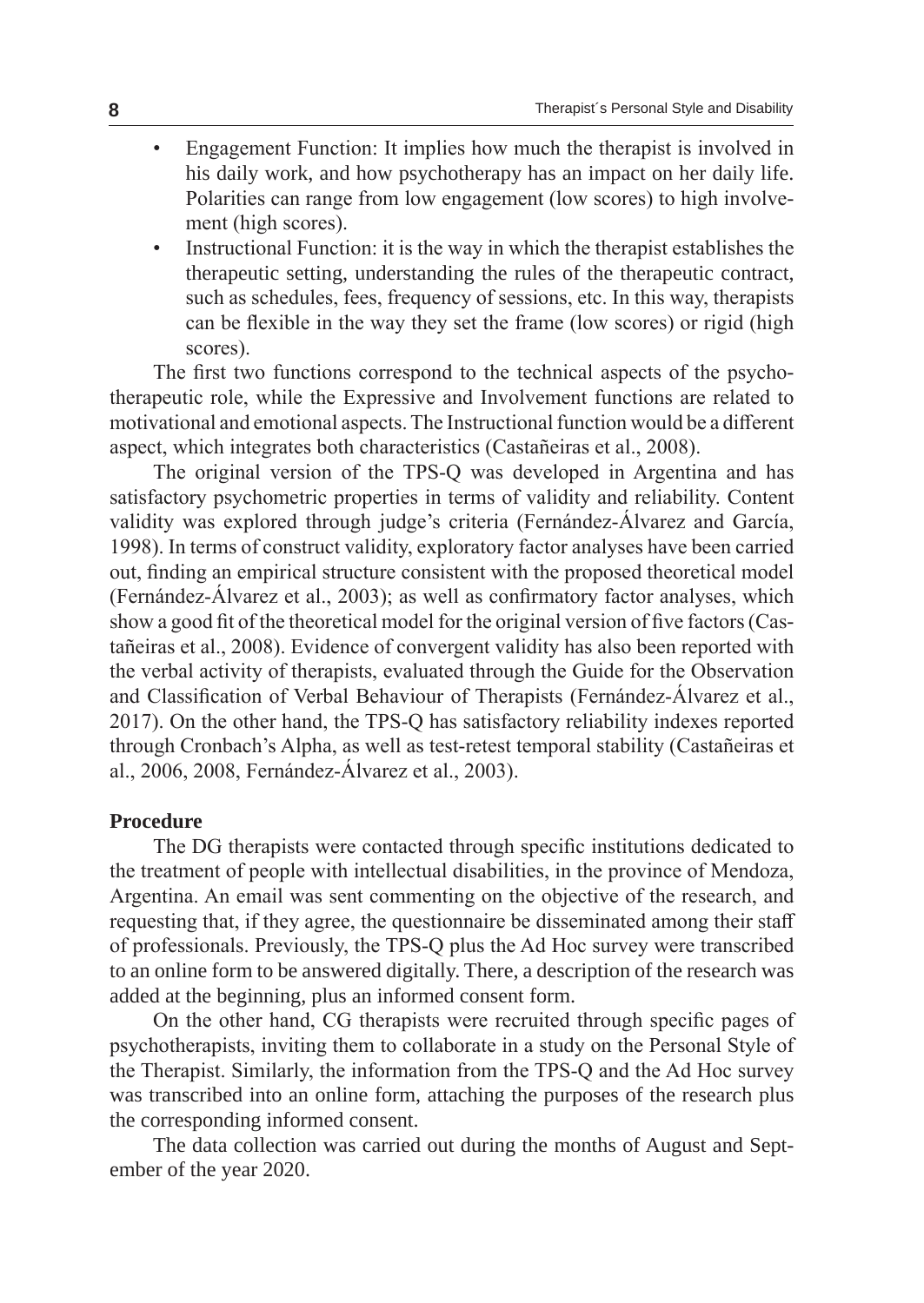- Engagement Function: It implies how much the therapist is involved in his daily work, and how psychotherapy has an impact on her daily life. Polarities can range from low engagement (low scores) to high involvement (high scores).
- Instructional Function: it is the way in which the therapist establishes the therapeutic setting, understanding the rules of the therapeutic contract, such as schedules, fees, frequency of sessions, etc. In this way, therapists can be flexible in the way they set the frame (low scores) or rigid (high scores).

The first two functions correspond to the technical aspects of the psychotherapeutic role, while the Expressive and Involvement functions are related to motivational and emotional aspects. The Instructional function would be a different aspect, which integrates both characteristics (Castañeiras et al., 2008).

The original version of the TPS-Q was developed in Argentina and has satisfactory psychometric properties in terms of validity and reliability. Content validity was explored through judge's criteria (Fernández-Álvarez and García, 1998). In terms of construct validity, exploratory factor analyses have been carried out, finding an empirical structure consistent with the proposed theoretical model (Fernández-Álvarez et al., 2003); as well as confirmatory factor analyses, which show a good fit of the theoretical model for the original version of five factors (Castañeiras et al., 2008). Evidence of convergent validity has also been reported with the verbal activity of therapists, evaluated through the Guide for the Observation and Classification of Verbal Behaviour of Therapists (Fernández-Álvarez et al., 2017). On the other hand, the TPS-Q has satisfactory reliability indexes reported through Cronbach's Alpha, as well as test-retest temporal stability (Castañeiras et al., 2006, 2008, Fernández-Álvarez et al., 2003).

**Procedure**

The DG therapists were contacted through specific institutions dedicated to the treatment of people with intellectual disabilities, in the province of Mendoza, Argentina. An email was sent commenting on the objective of the research, and requesting that, if they agree, the questionnaire be disseminated among their staff of professionals. Previously, the TPS-Q plus the Ad Hoc survey were transcribed to an online form to be answered digitally. There, a description of the research was added at the beginning, plus an informed consent form.

On the other hand, CG therapists were recruited through specific pages of psychotherapists, inviting them to collaborate in a study on the Personal Style of the Therapist. Similarly, the information from the TPS-Q and the Ad Hoc survey was transcribed into an online form, attaching the purposes of the research plus the corresponding informed consent.

The data collection was carried out during the months of August and September of the year 2020.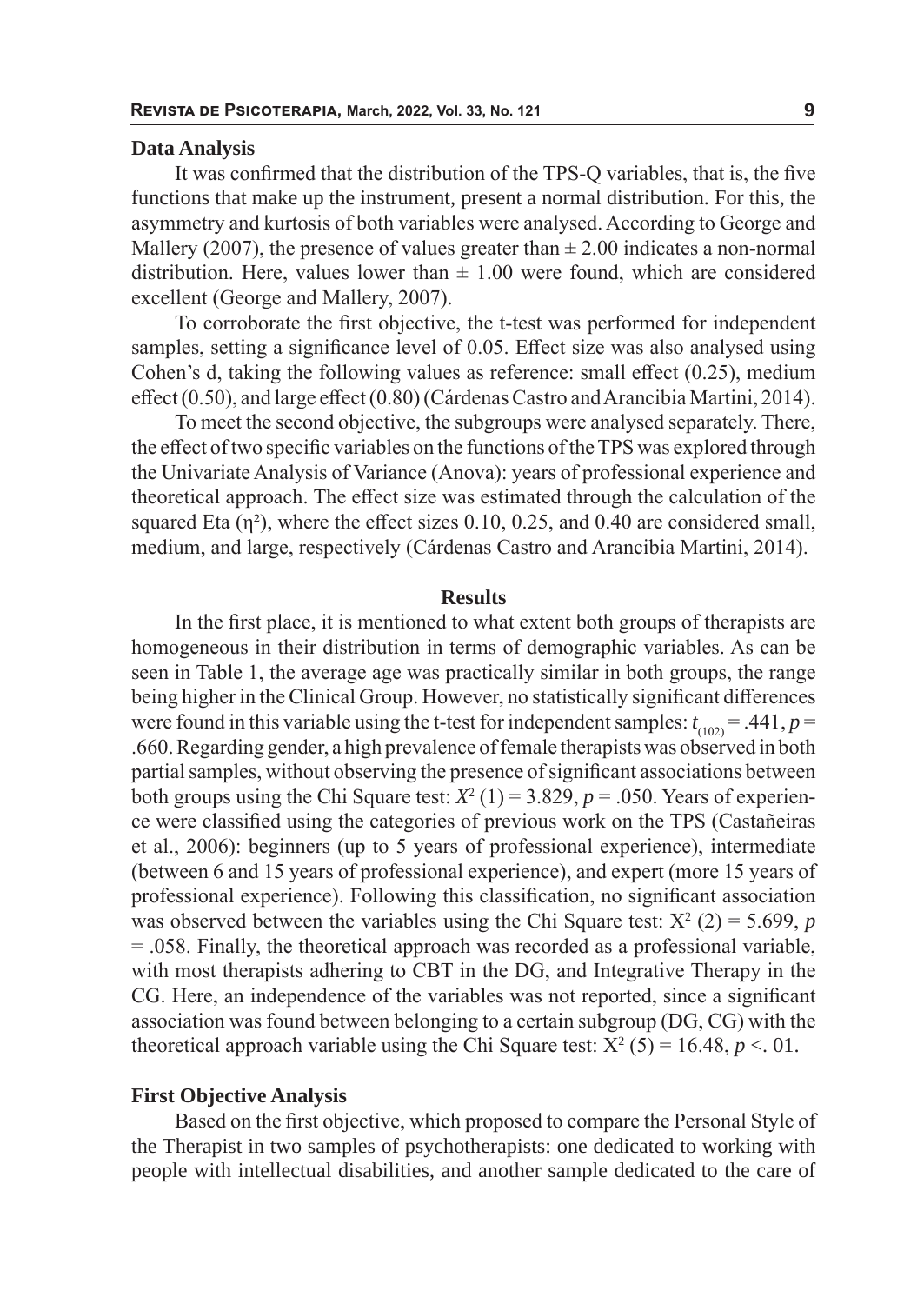### Data Analysis

It was confirmed that the distribution of the TPS-Q variables, that is, the five functions that make up the instrument, present a normal distribution. For this, the asymmetry and kurtosis of both variables were analysed. According to George and Mallery (2007), the presence of values greater than ± 2.00 indicates a non-normal distribution. Here, values lower than ± 1.00 were found, which are considered excellent (George and Mallery, 2007).

To corroborate the first objective, the t-test was performed for independent samples, setting a significance level of 0.05. Effect size was also analysed using Cohen's d, taking the following values as reference: small effect (0.25), medium effect (0.50), and large effect (0.80) (Cárdenas Castro and Arancibia Martini, 2014).

To meet the second objective, the subgroups were analysed separately. There, the effect of two specific variables on the functions of the TPS was explored through the Univariate Analysis of Variance (Anova): years of professional experience and theoretical approach. The effect size was estimated through the calculation of the squared Eta ($\eta^2$), where the effect sizes 0.10, 0.25, and 0.40 are considered small, medium, and large, respectively (Cárdenas Castro and Arancibia Martini, 2014).

## Results

In the first place, it is mentioned to what extent both groups of therapists are homogeneous in their distribution in terms of demographic variables. As can be seen in Table 1, the average age was practically similar in both groups, the range being higher in the Clinical Group. However, no statistically significant differences were found in this variable using the t-test for independent samples: $t_{(102)} = .441$, $p = .660$. Regarding gender, a high prevalence of female therapists was observed in both partial samples, without observing the presence of significant associations between both groups using the Chi Square test: $X^2$ (1) = 3.829, $p = .050$. Years of experience were classified using the categories of previous work on the TPS (Castañeiras et al., 2006): beginners (up to 5 years of professional experience), intermediate (between 6 and 15 years of professional experience), and expert (more 15 years of professional experience). Following this classification, no significant association was observed between the variables using the Chi Square test: $X^2$ (2) = 5.699, $p = .058$. Finally, the theoretical approach was recorded as a professional variable, with most therapists adhering to CBT in the DG, and Integrative Therapy in the CG. Here, an independence of the variables was not reported, since a significant association was found between belonging to a certain subgroup (DG, CG) with the theoretical approach variable using the Chi Square test: $X^2$ (5) = 16.48, $p <. 01$.

### First Objective Analysis

Based on the first objective, which proposed to compare the Personal Style of the Therapist in two samples of psychotherapists: one dedicated to working with people with intellectual disabilities, and another sample dedicated to the care of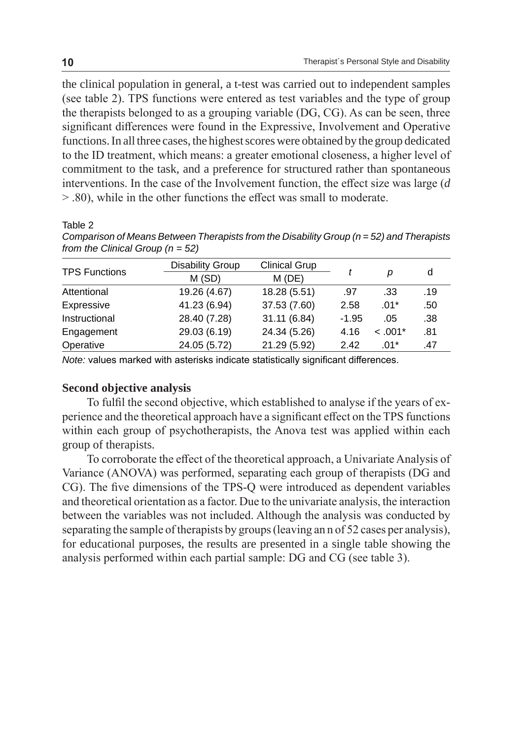the clinical population in general, a t-test was carried out to independent samples (see table 2). TPS functions were entered as test variables and the type of group the therapists belonged to as a grouping variable (DG, CG). As can be seen, three significant differences were found in the Expressive, Involvement and Operative functions. In all three cases, the highest scores were obtained by the group dedicated to the ID treatment, which means: a greater emotional closeness, a higher level of commitment to the task, and a preference for structured rather than spontaneous interventions. In the case of the Involvement function, the effect size was large ($d > .80$), while in the other functions the effect was small to moderate.

Table 2

*Comparison of Means Between Therapists from the Disability Group (n = 52) and Therapists from the Clinical Group (n = 52)*

| TPS Functions | Disability Group | Clinical Grup | *t* | *p* | d |
|---|---|---|---|---|---|
| | M (SD) | M (DE) | | | |
| Attentional | 19.26 (4.67) | 18.28 (5.51) | .97 | .33 | .19 |
| Expressive | 41.23 (6.94) | 37.53 (7.60) | 2.58 | .01* | .50 |
| Instructional | 28.40 (7.28) | 31.11 (6.84) | -1.95 | .05 | .38 |
| Engagement | 29.03 (6.19) | 24.34 (5.26) | 4.16 | < .001* | .81 |
| Operative | 24.05 (5.72) | 21.29 (5.92) | 2.42 | .01* | .47 |

*Note:* values marked with asterisks indicate statistically significant differences.

**Second objective analysis**

To fulfil the second objective, which established to analyse if the years of experience and the theoretical approach have a significant effect on the TPS functions within each group of psychotherapists, the Anova test was applied within each group of therapists.

To corroborate the effect of the theoretical approach, a Univariate Analysis of Variance (ANOVA) was performed, separating each group of therapists (DG and CG). The five dimensions of the TPS-Q were introduced as dependent variables and theoretical orientation as a factor. Due to the univariate analysis, the interaction between the variables was not included. Although the analysis was conducted by separating the sample of therapists by groups (leaving an n of 52 cases per analysis), for educational purposes, the results are presented in a single table showing the analysis performed within each partial sample: DG and CG (see table 3).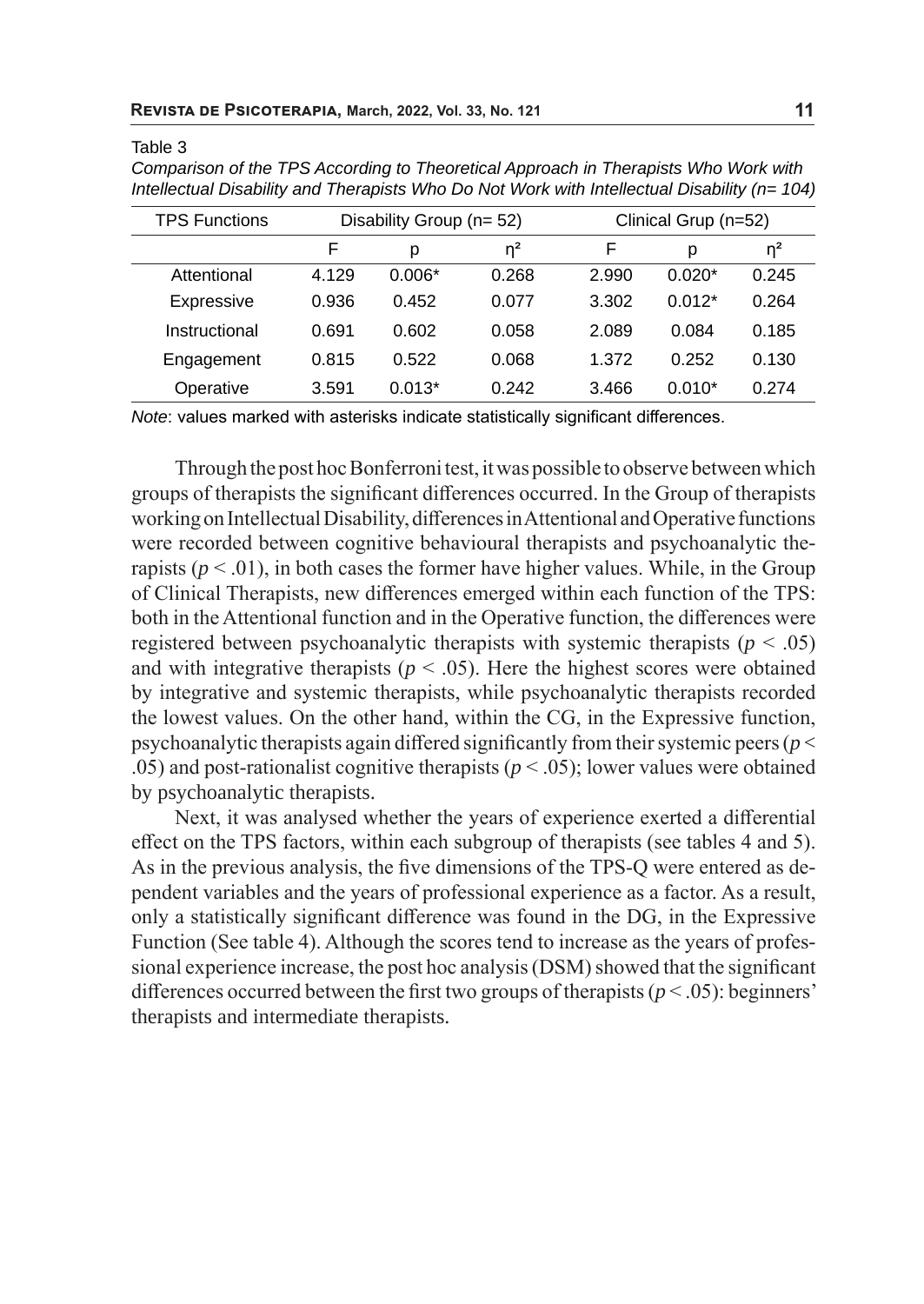Table 3

*Comparison of the TPS According to Theoretical Approach in Therapists Who Work with Intellectual Disability and Therapists Who Do Not Work with Intellectual Disability (n= 104)*

| TPS Functions | Disability Group (n= 52) | | | Clinical Grup (n=52) | | |
|---|---|---|---|---|---|---|
| | F | p | η² | F | p | η² |
| Attentional | 4.129 | 0.006* | 0.268 | 2.990 | 0.020* | 0.245 |
| Expressive | 0.936 | 0.452 | 0.077 | 3.302 | 0.012* | 0.264 |
| Instructional | 0.691 | 0.602 | 0.058 | 2.089 | 0.084 | 0.185 |
| Engagement | 0.815 | 0.522 | 0.068 | 1.372 | 0.252 | 0.130 |
| Operative | 3.591 | 0.013* | 0.242 | 3.466 | 0.010* | 0.274 |

*Note*: values marked with asterisks indicate statistically significant differences.

Through the post hoc Bonferroni test, it was possible to observe between which groups of therapists the significant differences occurred. In the Group of therapists working on Intellectual Disability, differences in Attentional and Operative functions were recorded between cognitive behavioural therapists and psychoanalytic therapists ($p < .01$), in both cases the former have higher values. While, in the Group of Clinical Therapists, new differences emerged within each function of the TPS: both in the Attentional function and in the Operative function, the differences were registered between psychoanalytic therapists with systemic therapists ($p < .05$) and with integrative therapists ($p < .05$). Here the highest scores were obtained by integrative and systemic therapists, while psychoanalytic therapists recorded the lowest values. On the other hand, within the CG, in the Expressive function, psychoanalytic therapists again differed significantly from their systemic peers ($p < .05$) and post-rationalist cognitive therapists ($p < .05$); lower values were obtained by psychoanalytic therapists.

Next, it was analysed whether the years of experience exerted a differential effect on the TPS factors, within each subgroup of therapists (see tables 4 and 5). As in the previous analysis, the five dimensions of the TPS-Q were entered as dependent variables and the years of professional experience as a factor. As a result, only a statistically significant difference was found in the DG, in the Expressive Function (See table 4). Although the scores tend to increase as the years of professional experience increase, the post hoc analysis (DSM) showed that the significant differences occurred between the first two groups of therapists ($p < .05$): beginners' therapists and intermediate therapists.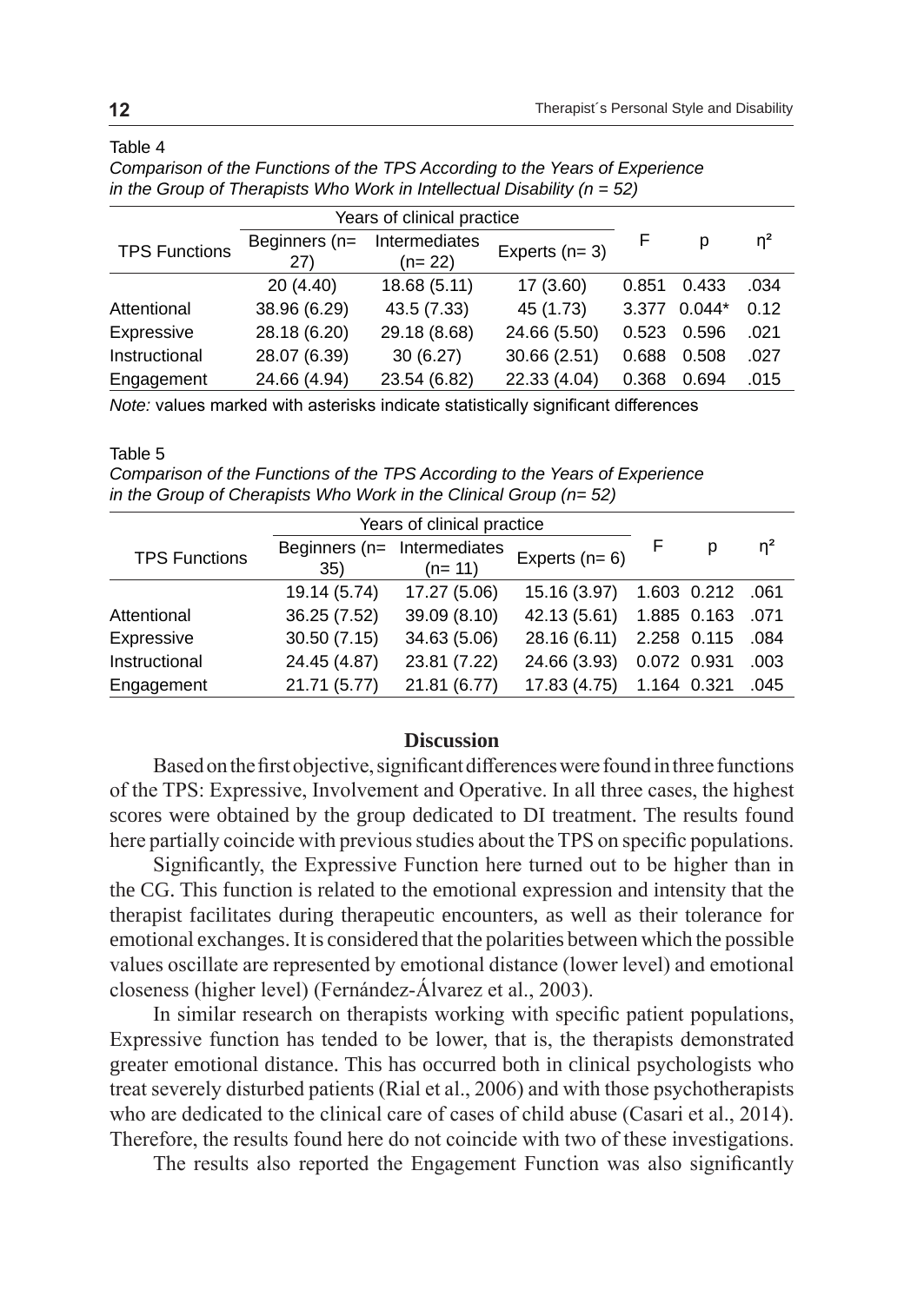Table 4

*Comparison of the Functions of the TPS According to the Years of Experience in the Group of Therapists Who Work in Intellectual Disability (n = 52)*

| TPS Functions | Years of clinical practice | | | F | p | η² |
|---|---|---|---|---|---|---|
| | Beginners (n= 27) | Intermediates (n= 22) | Experts (n= 3) | | | |
| | 20 (4.40) | 18.68 (5.11) | 17 (3.60) | 0.851 | 0.433 | .034 |
| Attentional | 38.96 (6.29) | 43.5 (7.33) | 45 (1.73) | 3.377 | 0.044* | 0.12 |
| Expressive | 28.18 (6.20) | 29.18 (8.68) | 24.66 (5.50) | 0.523 | 0.596 | .021 |
| Instructional | 28.07 (6.39) | 30 (6.27) | 30.66 (2.51) | 0.688 | 0.508 | .027 |
| Engagement | 24.66 (4.94) | 23.54 (6.82) | 22.33 (4.04) | 0.368 | 0.694 | .015 |

*Note:* values marked with asterisks indicate statistically significant differences

Table 5

*Comparison of the Functions of the TPS According to the Years of Experience in the Group of Cherapists Who Work in the Clinical Group (n= 52)*

| TPS Functions | Years of clinical practice | | | F | p | η² |
|---|---|---|---|---|---|---|
| | Beginners (n= 35) | Intermediates (n= 11) | Experts (n= 6) | | | |
| | 19.14 (5.74) | 17.27 (5.06) | 15.16 (3.97) | 1.603 | 0.212 | .061 |
| Attentional | 36.25 (7.52) | 39.09 (8.10) | 42.13 (5.61) | 1.885 | 0.163 | .071 |
| Expressive | 30.50 (7.15) | 34.63 (5.06) | 28.16 (6.11) | 2.258 | 0.115 | .084 |
| Instructional | 24.45 (4.87) | 23.81 (7.22) | 24.66 (3.93) | 0.072 | 0.931 | .003 |
| Engagement | 21.71 (5.77) | 21.81 (6.77) | 17.83 (4.75) | 1.164 | 0.321 | .045 |

## Discussion

Based on the first objective, significant differences were found in three functions of the TPS: Expressive, Involvement and Operative. In all three cases, the highest scores were obtained by the group dedicated to DI treatment. The results found here partially coincide with previous studies about the TPS on specific populations.

Significantly, the Expressive Function here turned out to be higher than in the CG. This function is related to the emotional expression and intensity that the therapist facilitates during therapeutic encounters, as well as their tolerance for emotional exchanges. It is considered that the polarities between which the possible values oscillate are represented by emotional distance (lower level) and emotional closeness (higher level) (Fernández-Álvarez et al., 2003).

In similar research on therapists working with specific patient populations, Expressive function has tended to be lower, that is, the therapists demonstrated greater emotional distance. This has occurred both in clinical psychologists who treat severely disturbed patients (Rial et al., 2006) and with those psychotherapists who are dedicated to the clinical care of cases of child abuse (Casari et al., 2014). Therefore, the results found here do not coincide with two of these investigations.

The results also reported the Engagement Function was also significantly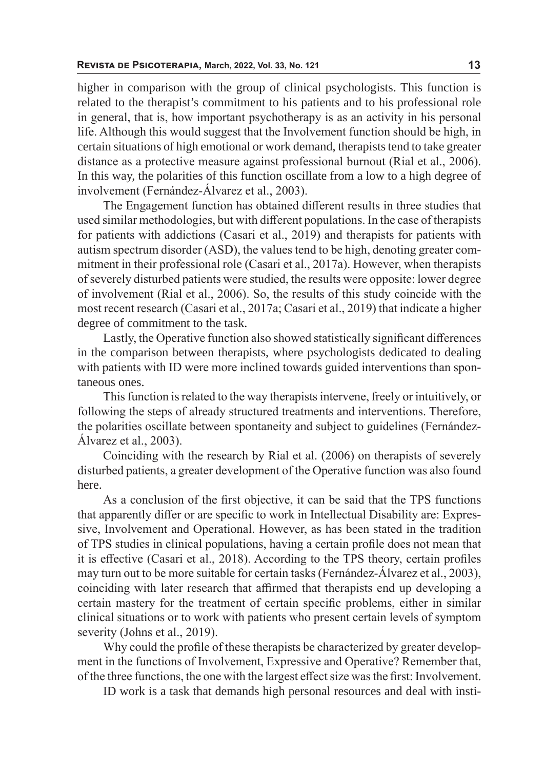higher in comparison with the group of clinical psychologists. This function is related to the therapist's commitment to his patients and to his professional role in general, that is, how important psychotherapy is as an activity in his personal life. Although this would suggest that the Involvement function should be high, in certain situations of high emotional or work demand, therapists tend to take greater distance as a protective measure against professional burnout (Rial et al., 2006). In this way, the polarities of this function oscillate from a low to a high degree of involvement (Fernández-Álvarez et al., 2003).

The Engagement function has obtained different results in three studies that used similar methodologies, but with different populations. In the case of therapists for patients with addictions (Casari et al., 2019) and therapists for patients with autism spectrum disorder (ASD), the values tend to be high, denoting greater commitment in their professional role (Casari et al., 2017a). However, when therapists of severely disturbed patients were studied, the results were opposite: lower degree of involvement (Rial et al., 2006). So, the results of this study coincide with the most recent research (Casari et al., 2017a; Casari et al., 2019) that indicate a higher degree of commitment to the task.

Lastly, the Operative function also showed statistically significant differences in the comparison between therapists, where psychologists dedicated to dealing with patients with ID were more inclined towards guided interventions than spontaneous ones.

This function is related to the way therapists intervene, freely or intuitively, or following the steps of already structured treatments and interventions. Therefore, the polarities oscillate between spontaneity and subject to guidelines (Fernández-Álvarez et al., 2003).

Coinciding with the research by Rial et al. (2006) on therapists of severely disturbed patients, a greater development of the Operative function was also found here.

As a conclusion of the first objective, it can be said that the TPS functions that apparently differ or are specific to work in Intellectual Disability are: Expressive, Involvement and Operational. However, as has been stated in the tradition of TPS studies in clinical populations, having a certain profile does not mean that it is effective (Casari et al., 2018). According to the TPS theory, certain profiles may turn out to be more suitable for certain tasks (Fernández-Álvarez et al., 2003), coinciding with later research that affirmed that therapists end up developing a certain mastery for the treatment of certain specific problems, either in similar clinical situations or to work with patients who present certain levels of symptom severity (Johns et al., 2019).

Why could the profile of these therapists be characterized by greater development in the functions of Involvement, Expressive and Operative? Remember that, of the three functions, the one with the largest effect size was the first: Involvement.

ID work is a task that demands high personal resources and deal with insti-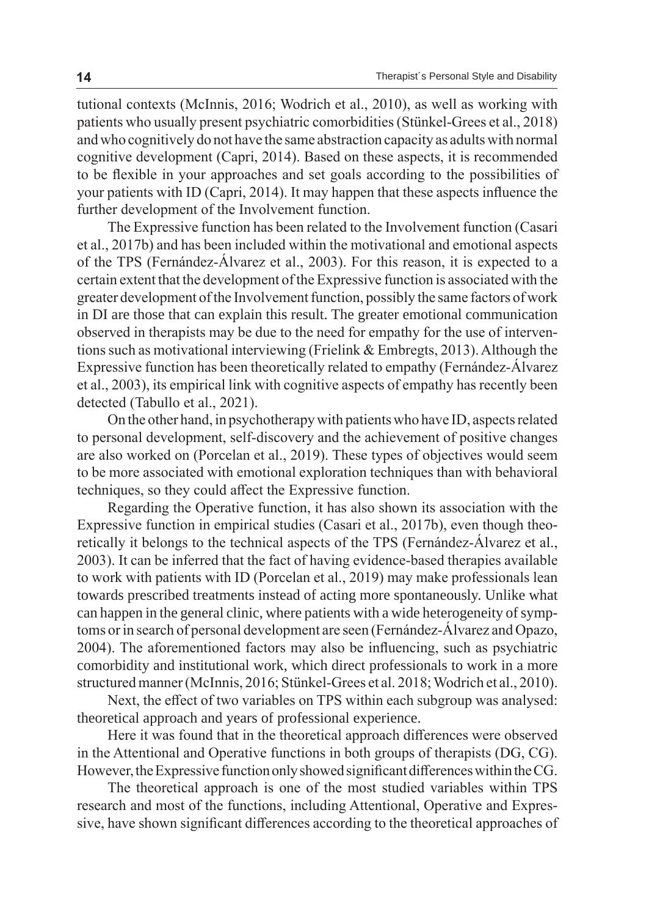tutional contexts (McInnis, 2016; Wodrich et al., 2010), as well as working with patients who usually present psychiatric comorbidities (Stünkel-Grees et al., 2018) and who cognitively do not have the same abstraction capacity as adults with normal cognitive development (Capri, 2014). Based on these aspects, it is recommended to be flexible in your approaches and set goals according to the possibilities of your patients with ID (Capri, 2014). It may happen that these aspects influence the further development of the Involvement function.

The Expressive function has been related to the Involvement function (Casari et al., 2017b) and has been included within the motivational and emotional aspects of the TPS (Fernández-Álvarez et al., 2003). For this reason, it is expected to a certain extent that the development of the Expressive function is associated with the greater development of the Involvement function, possibly the same factors of work in DI are those that can explain this result. The greater emotional communication observed in therapists may be due to the need for empathy for the use of interventions such as motivational interviewing (Frielink & Embregts, 2013). Although the Expressive function has been theoretically related to empathy (Fernández-Álvarez et al., 2003), its empirical link with cognitive aspects of empathy has recently been detected (Tabullo et al., 2021).

On the other hand, in psychotherapy with patients who have ID, aspects related to personal development, self-discovery and the achievement of positive changes are also worked on (Porcelan et al., 2019). These types of objectives would seem to be more associated with emotional exploration techniques than with behavioral techniques, so they could affect the Expressive function.

Regarding the Operative function, it has also shown its association with the Expressive function in empirical studies (Casari et al., 2017b), even though theoretically it belongs to the technical aspects of the TPS (Fernández-Álvarez et al., 2003). It can be inferred that the fact of having evidence-based therapies available to work with patients with ID (Porcelan et al., 2019) may make professionals lean towards prescribed treatments instead of acting more spontaneously. Unlike what can happen in the general clinic, where patients with a wide heterogeneity of symptoms or in search of personal development are seen (Fernández-Álvarez and Opazo, 2004). The aforementioned factors may also be influencing, such as psychiatric comorbidity and institutional work, which direct professionals to work in a more structured manner (McInnis, 2016; Stünkel-Grees et al. 2018; Wodrich et al., 2010).

Next, the effect of two variables on TPS within each subgroup was analysed: theoretical approach and years of professional experience.

Here it was found that in the theoretical approach differences were observed in the Attentional and Operative functions in both groups of therapists (DG, CG). However, the Expressive function only showed significant differences within the CG.

The theoretical approach is one of the most studied variables within TPS research and most of the functions, including Attentional, Operative and Expressive, have shown significant differences according to the theoretical approaches of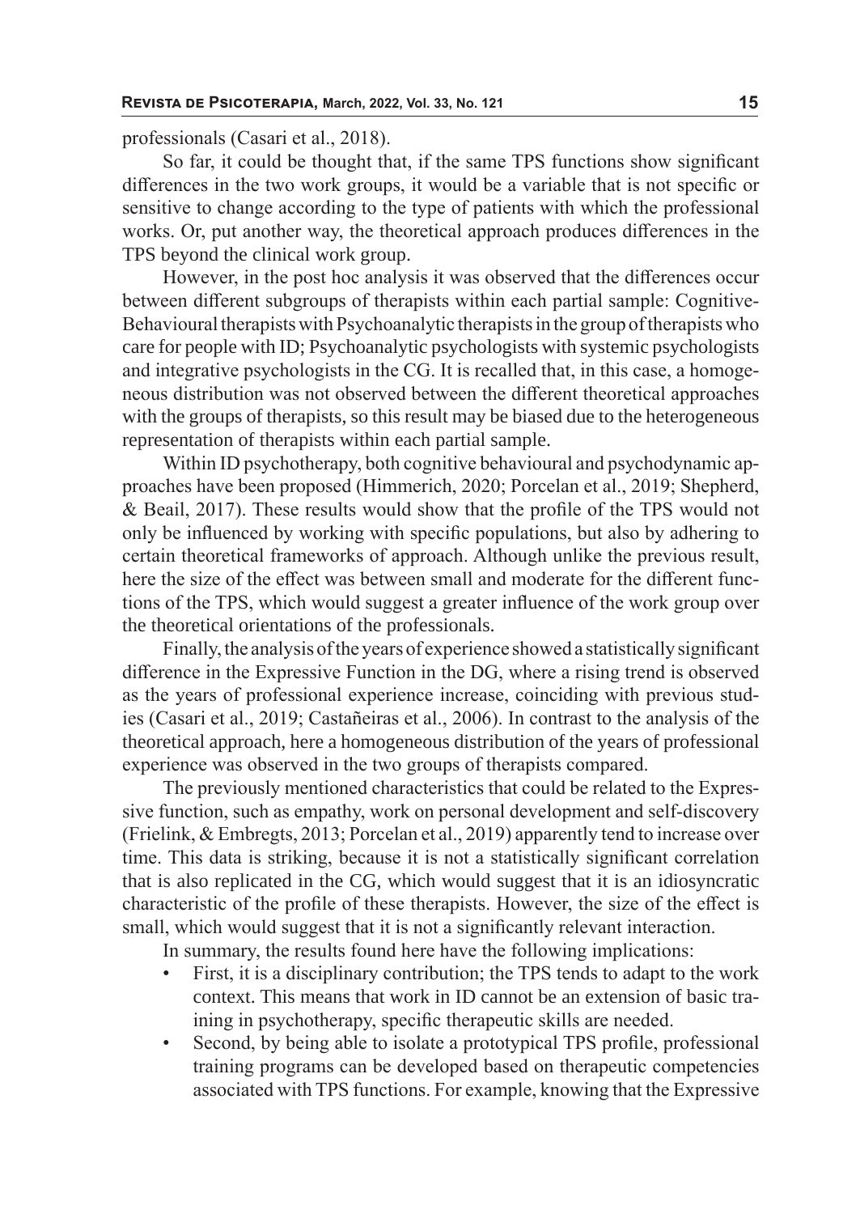professionals (Casari et al., 2018).

So far, it could be thought that, if the same TPS functions show significant differences in the two work groups, it would be a variable that is not specific or sensitive to change according to the type of patients with which the professional works. Or, put another way, the theoretical approach produces differences in the TPS beyond the clinical work group.

However, in the post hoc analysis it was observed that the differences occur between different subgroups of therapists within each partial sample: Cognitive-Behavioural therapists with Psychoanalytic therapists in the group of therapists who care for people with ID; Psychoanalytic psychologists with systemic psychologists and integrative psychologists in the CG. It is recalled that, in this case, a homogeneous distribution was not observed between the different theoretical approaches with the groups of therapists, so this result may be biased due to the heterogeneous representation of therapists within each partial sample.

Within ID psychotherapy, both cognitive behavioural and psychodynamic approaches have been proposed (Himmerich, 2020; Porcelan et al., 2019; Shepherd, & Beail, 2017). These results would show that the profile of the TPS would not only be influenced by working with specific populations, but also by adhering to certain theoretical frameworks of approach. Although unlike the previous result, here the size of the effect was between small and moderate for the different functions of the TPS, which would suggest a greater influence of the work group over the theoretical orientations of the professionals.

Finally, the analysis of the years of experience showed a statistically significant difference in the Expressive Function in the DG, where a rising trend is observed as the years of professional experience increase, coinciding with previous studies (Casari et al., 2019; Castañeiras et al., 2006). In contrast to the analysis of the theoretical approach, here a homogeneous distribution of the years of professional experience was observed in the two groups of therapists compared.

The previously mentioned characteristics that could be related to the Expressive function, such as empathy, work on personal development and self-discovery (Frielink, & Embregts, 2013; Porcelan et al., 2019) apparently tend to increase over time. This data is striking, because it is not a statistically significant correlation that is also replicated in the CG, which would suggest that it is an idiosyncratic characteristic of the profile of these therapists. However, the size of the effect is small, which would suggest that it is not a significantly relevant interaction.

In summary, the results found here have the following implications:

- First, it is a disciplinary contribution; the TPS tends to adapt to the work context. This means that work in ID cannot be an extension of basic training in psychotherapy, specific therapeutic skills are needed.
- Second, by being able to isolate a prototypical TPS profile, professional training programs can be developed based on therapeutic competencies associated with TPS functions. For example, knowing that the Expressive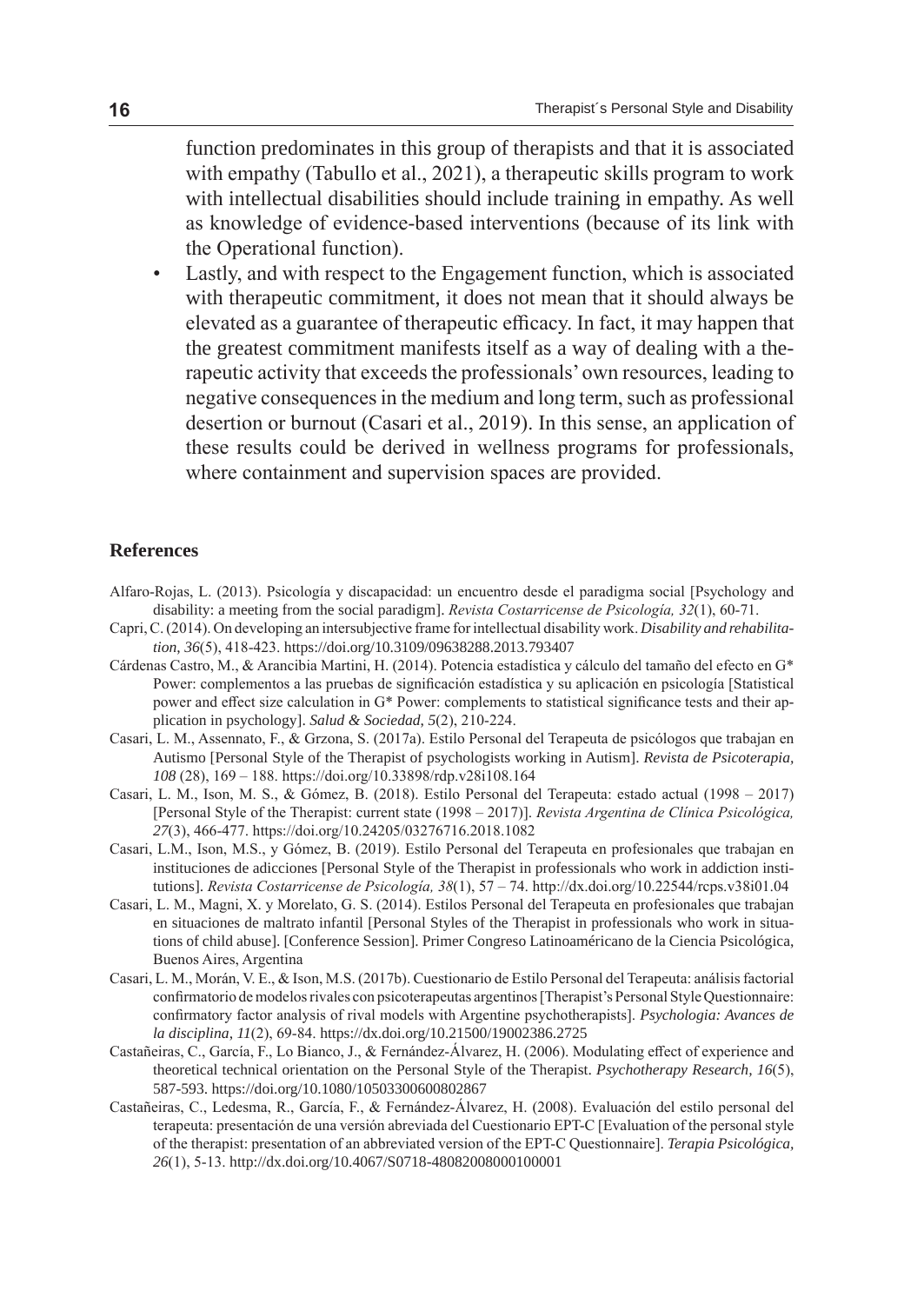function predominates in this group of therapists and that it is associated with empathy (Tabullo et al., 2021), a therapeutic skills program to work with intellectual disabilities should include training in empathy. As well as knowledge of evidence-based interventions (because of its link with the Operational function).

- Lastly, and with respect to the Engagement function, which is associated with therapeutic commitment, it does not mean that it should always be elevated as a guarantee of therapeutic efficacy. In fact, it may happen that the greatest commitment manifests itself as a way of dealing with a therapeutic activity that exceeds the professionals' own resources, leading to negative consequences in the medium and long term, such as professional desertion or burnout (Casari et al., 2019). In this sense, an application of these results could be derived in wellness programs for professionals, where containment and supervision spaces are provided.

## References

Alfaro-Rojas, L. (2013). Psicología y discapacidad: un encuentro desde el paradigma social [Psychology and disability: a meeting from the social paradigm]. *Revista Costarricense de Psicología, 32*(1), 60-71.

Capri, C. (2014). On developing an intersubjective frame for intellectual disability work. *Disability and rehabilitation, 36*(5), 418-423. https://doi.org/10.3109/09638288.2013.793407

Cárdenas Castro, M., & Arancibia Martini, H. (2014). Potencia estadística y cálculo del tamaño del efecto en G* Power: complementos a las pruebas de significación estadística y su aplicación en psicología [Statistical power and effect size calculation in G* Power: complements to statistical significance tests and their application in psychology]. *Salud & Sociedad, 5*(2), 210-224.

Casari, L. M., Assennato, F., & Grzona, S. (2017a). Estilo Personal del Terapeuta de psicólogos que trabajan en Autismo [Personal Style of the Therapist of psychologists working in Autism]. *Revista de Psicoterapia, 108* (28), 169 – 188. https://doi.org/10.33898/rdp.v28i108.164

Casari, L. M., Ison, M. S., & Gómez, B. (2018). Estilo Personal del Terapeuta: estado actual (1998 – 2017) [Personal Style of the Therapist: current state (1998 – 2017)]. *Revista Argentina de Clínica Psicológica, 27*(3), 466-477. https://doi.org/10.24205/03276716.2018.1082

Casari, L.M., Ison, M.S., y Gómez, B. (2019). Estilo Personal del Terapeuta en profesionales que trabajan en instituciones de adicciones [Personal Style of the Therapist in professionals who work in addiction institutions]. *Revista Costarricense de Psicología, 38*(1), 57 – 74. http://dx.doi.org/10.22544/rcps.v38i01.04

Casari, L. M., Magni, X. y Morelato, G. S. (2014). Estilos Personal del Terapeuta en profesionales que trabajan en situaciones de maltrato infantil [Personal Styles of the Therapist in professionals who work in situations of child abuse]. [Conference Session]. Primer Congreso Latinoaméricano de la Ciencia Psicológica, Buenos Aires, Argentina

Casari, L. M., Morán, V. E., & Ison, M.S. (2017b). Cuestionario de Estilo Personal del Terapeuta: análisis factorial confirmatorio de modelos rivales con psicoterapeutas argentinos [Therapist's Personal Style Questionnaire: confirmatory factor analysis of rival models with Argentine psychotherapists]. *Psychologia: Avances de la disciplina, 11*(2), 69-84. https://dx.doi.org/10.21500/19002386.2725

Castañeiras, C., García, F., Lo Bianco, J., & Fernández-Álvarez, H. (2006). Modulating effect of experience and theoretical technical orientation on the Personal Style of the Therapist. *Psychotherapy Research, 16*(5), 587-593. https://doi.org/10.1080/10503300600802867

Castañeiras, C., Ledesma, R., García, F., & Fernández-Álvarez, H. (2008). Evaluación del estilo personal del terapeuta: presentación de una versión abreviada del Cuestionario EPT-C [Evaluation of the personal style of the therapist: presentation of an abbreviated version of the EPT-C Questionnaire]. *Terapia Psicológica, 26*(1), 5-13. http://dx.doi.org/10.4067/S0718-48082008000100001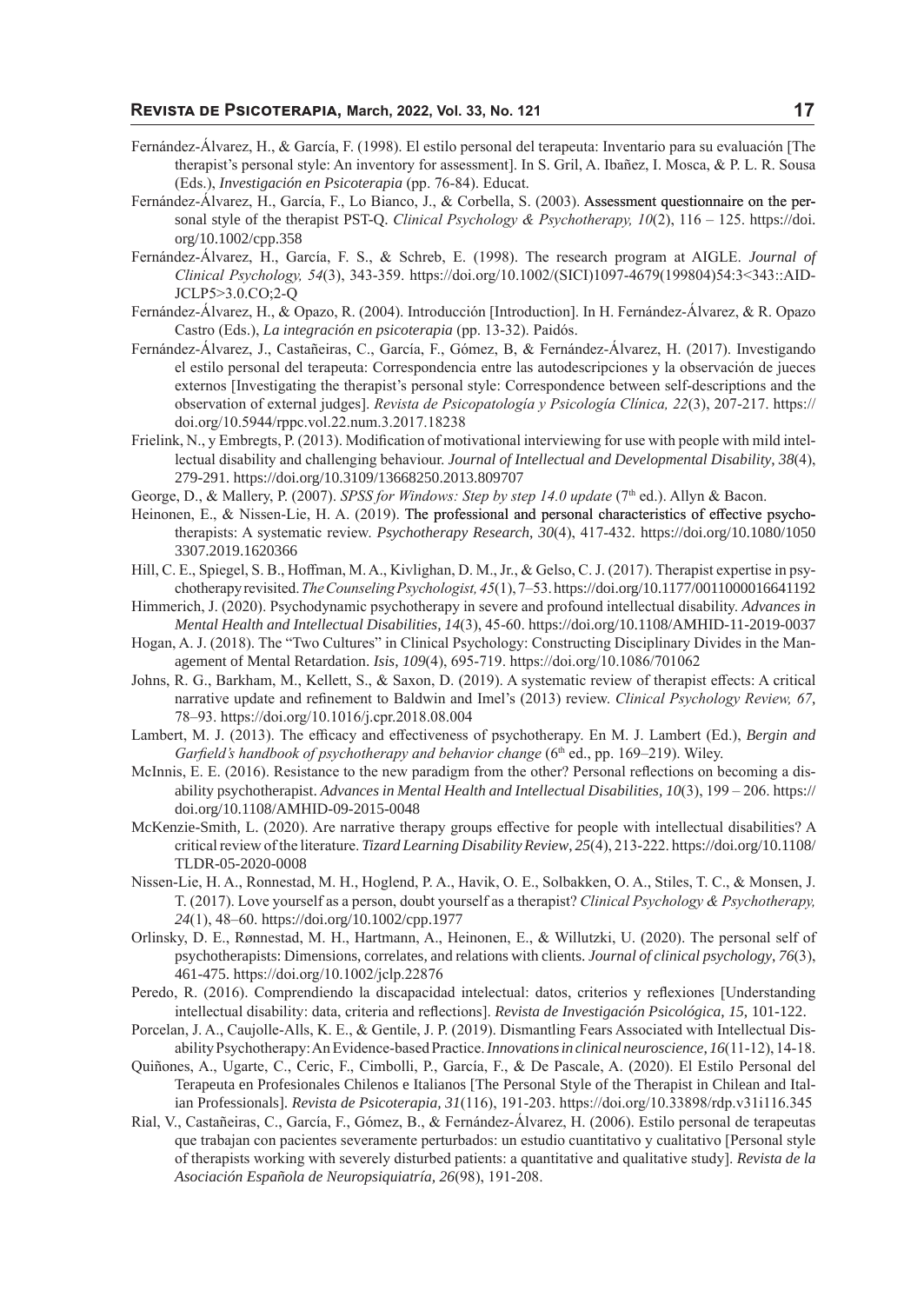Fernández-Álvarez, H., & García, F. (1998). El estilo personal del terapeuta: Inventario para su evaluación [The therapist's personal style: An inventory for assessment]. In S. Gril, A. Ibañez, I. Mosca, & P. L. R. Sousa (Eds.), *Investigación en Psicoterapia* (pp. 76-84). Educat.

Fernández-Álvarez, H., García, F., Lo Bianco, J., & Corbella, S. (2003). Assessment questionnaire on the personal style of the therapist PST-Q. *Clinical Psychology & Psychotherapy, 10*(2), 116 – 125. https://doi.org/10.1002/cpp.358

Fernández-Álvarez, H., García, F. S., & Schreb, E. (1998). The research program at AIGLE. *Journal of Clinical Psychology, 54*(3), 343-359. https://doi.org/10.1002/(SICI)1097-4679(199804)54:3<343::AID-JCLP5>3.0.CO;2-Q

Fernández-Álvarez, H., & Opazo, R. (2004). Introducción [Introduction]. In H. Fernández-Álvarez, & R. Opazo Castro (Eds.), *La integración en psicoterapia* (pp. 13-32). Paidós.

Fernández-Álvarez, J., Castañeiras, C., García, F., Gómez, B, & Fernández-Álvarez, H. (2017). Investigando el estilo personal del terapeuta: Correspondencia entre las autodescripciones y la observación de jueces externos [Investigating the therapist's personal style: Correspondence between self-descriptions and the observation of external judges]. *Revista de Psicopatología y Psicología Clínica, 22*(3), 207-217. https://doi.org/10.5944/rppc.vol.22.num.3.2017.18238

Frielink, N., y Embregts, P. (2013). Modification of motivational interviewing for use with people with mild intellectual disability and challenging behaviour. *Journal of Intellectual and Developmental Disability, 38*(4), 279-291. https://doi.org/10.3109/13668250.2013.809707

George, D., & Mallery, P. (2007). *SPSS for Windows: Step by step 14.0 update* (7th ed.). Allyn & Bacon.

Heinonen, E., & Nissen-Lie, H. A. (2019). The professional and personal characteristics of effective psychotherapists: A systematic review. *Psychotherapy Research, 30*(4), 417-432. https://doi.org/10.1080/10503307.2019.1620366

Hill, C. E., Spiegel, S. B., Hoffman, M. A., Kivlighan, D. M., Jr., & Gelso, C. J. (2017). Therapist expertise in psychotherapy revisited. *The Counseling Psychologist, 45*(1), 7–53. https://doi.org/10.1177/0011000016641192

Himmerich, J. (2020). Psychodynamic psychotherapy in severe and profound intellectual disability. *Advances in Mental Health and Intellectual Disabilities, 14*(3), 45-60. https://doi.org/10.1108/AMHID-11-2019-0037

Hogan, A. J. (2018). The "Two Cultures" in Clinical Psychology: Constructing Disciplinary Divides in the Management of Mental Retardation. *Isis, 109*(4), 695-719. https://doi.org/10.1086/701062

Johns, R. G., Barkham, M., Kellett, S., & Saxon, D. (2019). A systematic review of therapist effects: A critical narrative update and refinement to Baldwin and Imel's (2013) review. *Clinical Psychology Review, 67*, 78–93. https://doi.org/10.1016/j.cpr.2018.08.004

Lambert, M. J. (2013). The efficacy and effectiveness of psychotherapy. En M. J. Lambert (Ed.), *Bergin and Garfield's handbook of psychotherapy and behavior change* (6th ed., pp. 169–219). Wiley.

McInnis, E. E. (2016). Resistance to the new paradigm from the other? Personal reflections on becoming a disability psychotherapist. *Advances in Mental Health and Intellectual Disabilities, 10*(3), 199 – 206. https://doi.org/10.1108/AMHID-09-2015-0048

McKenzie-Smith, L. (2020). Are narrative therapy groups effective for people with intellectual disabilities? A critical review of the literature. *Tizard Learning Disability Review, 25*(4), 213-222. https://doi.org/10.1108/TLDR-05-2020-0008

Nissen-Lie, H. A., Ronnestad, M. H., Hoglend, P. A., Havik, O. E., Solbakken, O. A., Stiles, T. C., & Monsen, J. T. (2017). Love yourself as a person, doubt yourself as a therapist? *Clinical Psychology & Psychotherapy, 24*(1), 48–60. https://doi.org/10.1002/cpp.1977

Orlinsky, D. E., Rønnestad, M. H., Hartmann, A., Heinonen, E., & Willutzki, U. (2020). The personal self of psychotherapists: Dimensions, correlates, and relations with clients. *Journal of clinical psychology, 76*(3), 461-475. https://doi.org/10.1002/jclp.22876

Peredo, R. (2016). Comprendiendo la discapacidad intelectual: datos, criterios y reflexiones [Understanding intellectual disability: data, criteria and reflections]. *Revista de Investigación Psicológica, 15*, 101-122.

Porcelan, J. A., Caujolle-Alls, K. E., & Gentile, J. P. (2019). Dismantling Fears Associated with Intellectual Disability Psychotherapy: An Evidence-based Practice. *Innovations in clinical neuroscience, 16*(11-12), 14-18.

Quiñones, A., Ugarte, C., Ceric, F., Cimbolli, P., García, F., & De Pascale, A. (2020). El Estilo Personal del Terapeuta en Profesionales Chilenos e Italianos [The Personal Style of the Therapist in Chilean and Italian Professionals]. *Revista de Psicoterapia, 31*(116), 191-203. https://doi.org/10.33898/rdp.v31i116.345

Rial, V., Castañeiras, C., García, F., Gómez, B., & Fernández-Álvarez, H. (2006). Estilo personal de terapeutas que trabajan con pacientes severamente perturbados: un estudio cuantitativo y cualitativo [Personal style of therapists working with severely disturbed patients: a quantitative and qualitative study]. *Revista de la Asociación Española de Neuropsiquiatría, 26*(98), 191-208.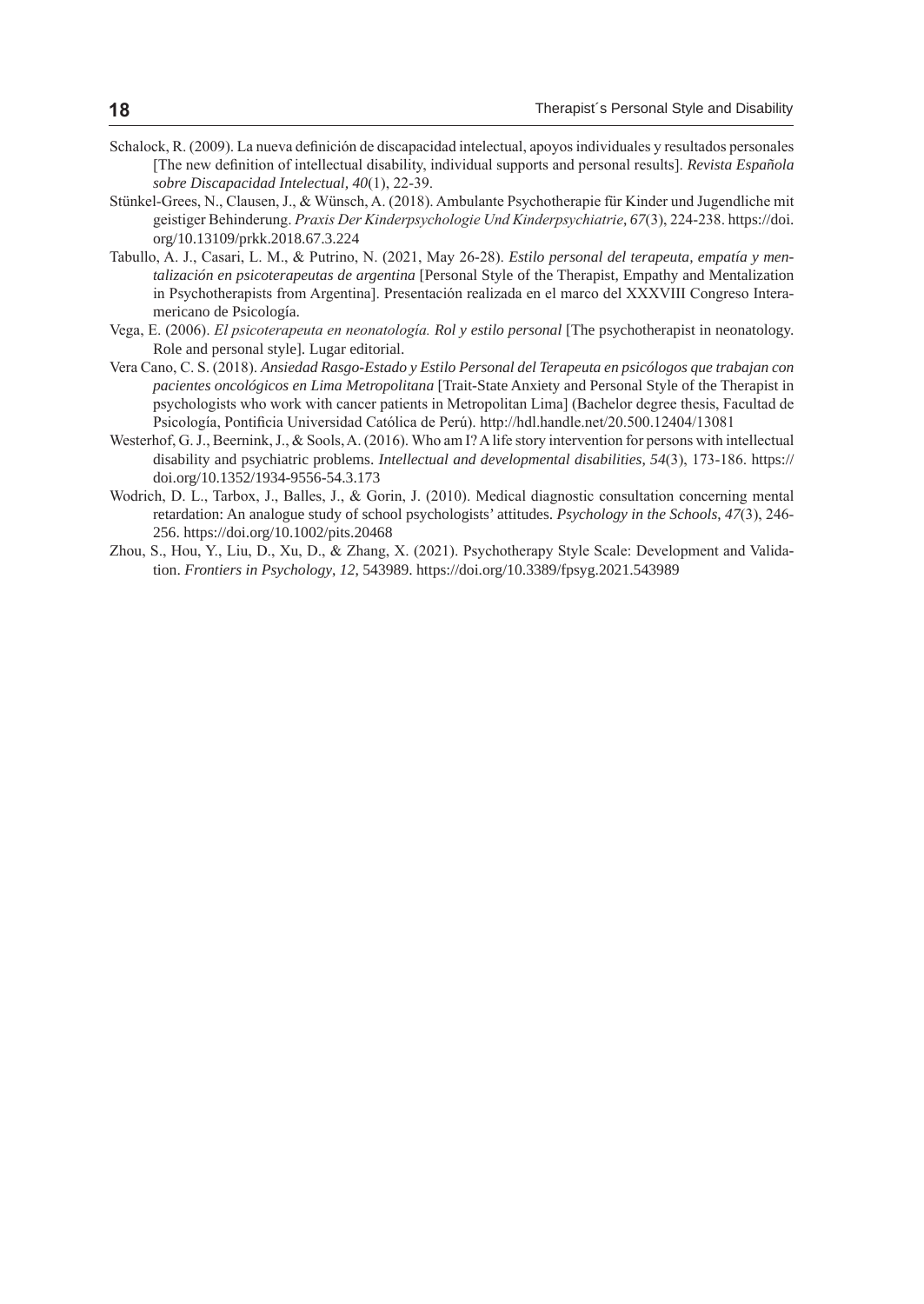Schalock, R. (2009). La nueva definición de discapacidad intelectual, apoyos individuales y resultados personales [The new definition of intellectual disability, individual supports and personal results]. *Revista Española sobre Discapacidad Intelectual, 40*(1), 22-39.

Stünkel-Grees, N., Clausen, J., & Wünsch, A. (2018). Ambulante Psychotherapie für Kinder und Jugendliche mit geistiger Behinderung. *Praxis Der Kinderpsychologie Und Kinderpsychiatrie, 67*(3), 224-238. https://doi.org/10.13109/prkk.2018.67.3.224

Tabullo, A. J., Casari, L. M., & Putrino, N. (2021, May 26-28). *Estilo personal del terapeuta, empatía y mentalización en psicoterapeutas de argentina* [Personal Style of the Therapist, Empathy and Mentalization in Psychotherapists from Argentina]. Presentación realizada en el marco del XXXVIII Congreso Interamericano de Psicología.

Vega, E. (2006). *El psicoterapeuta en neonatología. Rol y estilo personal* [The psychotherapist in neonatology. Role and personal style]. Lugar editorial.

Vera Cano, C. S. (2018). *Ansiedad Rasgo-Estado y Estilo Personal del Terapeuta en psicólogos que trabajan con pacientes oncológicos en Lima Metropolitana* [Trait-State Anxiety and Personal Style of the Therapist in psychologists who work with cancer patients in Metropolitan Lima] (Bachelor degree thesis, Facultad de Psicología, Pontificia Universidad Católica de Perú). http://hdl.handle.net/20.500.12404/13081

Westerhof, G. J., Beernink, J., & Sools, A. (2016). Who am I? A life story intervention for persons with intellectual disability and psychiatric problems. *Intellectual and developmental disabilities, 54*(3), 173-186. https://doi.org/10.1352/1934-9556-54.3.173

Wodrich, D. L., Tarbox, J., Balles, J., & Gorin, J. (2010). Medical diagnostic consultation concerning mental retardation: An analogue study of school psychologists' attitudes. *Psychology in the Schools, 47*(3), 246-256. https://doi.org/10.1002/pits.20468

Zhou, S., Hou, Y., Liu, D., Xu, D., & Zhang, X. (2021). Psychotherapy Style Scale: Development and Validation. *Frontiers in Psychology, 12*, 543989. https://doi.org/10.3389/fpsyg.2021.543989